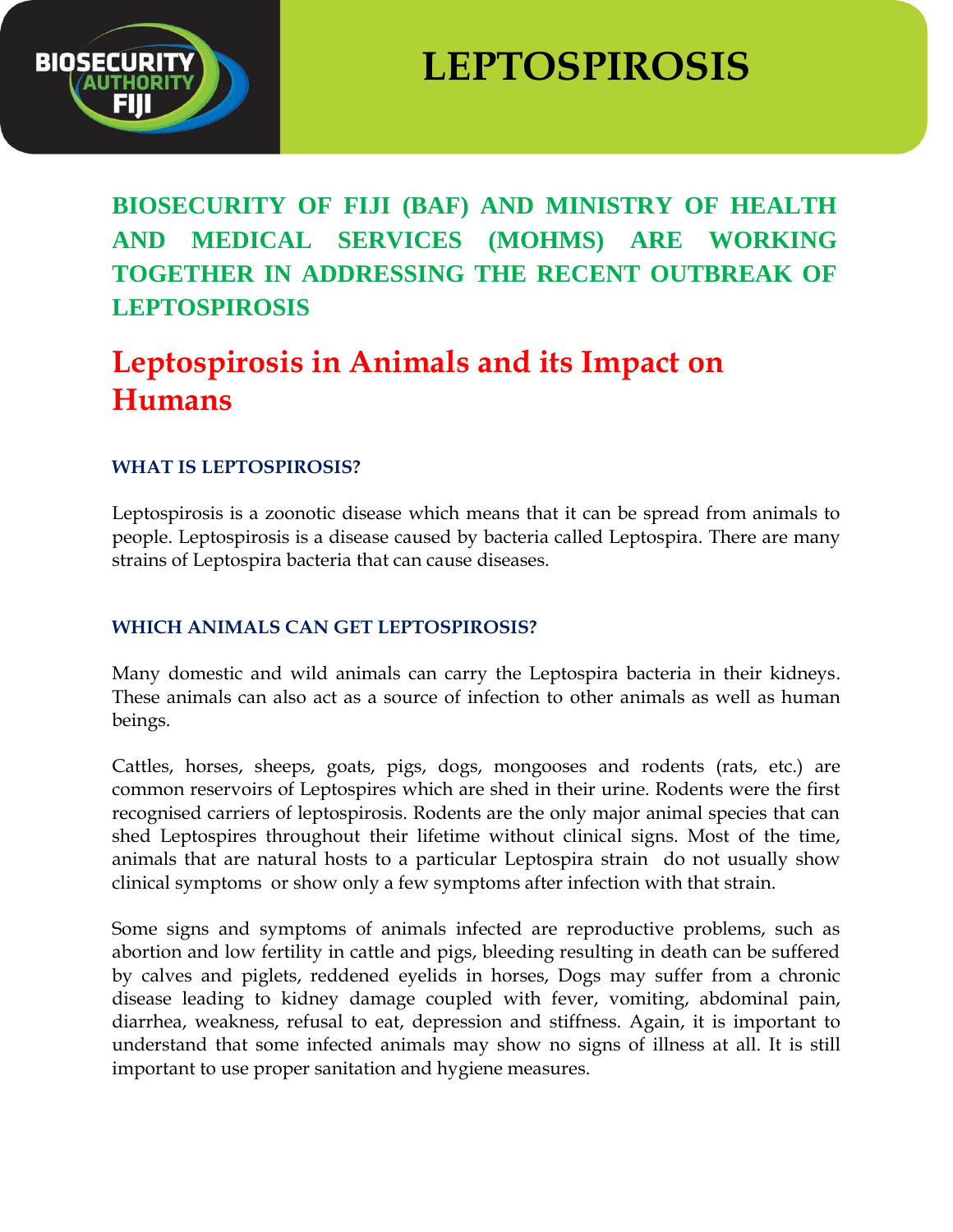# LEPTOSPIROSIS

**BIOSECURITY OF FIJI (BAF) AND MINISTRY OF HEALTH AND MEDICAL SERVICES (MOHMS) ARE WORKING TOGETHER IN ADDRESSING THE RECENT OUTBREAK OF LEPTOSPIROSIS**

## Leptospirosis in Animals and its Impact on Humans

### WHAT IS LEPTOSPIROSIS?

Leptospirosis is a zoonotic disease which means that it can be spread from animals to people. Leptospirosis is a disease caused by bacteria called Leptospira. There are many strains of Leptospira bacteria that can cause diseases.

### WHICH ANIMALS CAN GET LEPTOSPIROSIS?

Many domestic and wild animals can carry the Leptospira bacteria in their kidneys. These animals can also act as a source of infection to other animals as well as human beings.

Cattles, horses, sheeps, goats, pigs, dogs, mongooses and rodents (rats, etc.) are common reservoirs of Leptospires which are shed in their urine. Rodents were the first recognised carriers of leptospirosis. Rodents are the only major animal species that can shed Leptospires throughout their lifetime without clinical signs. Most of the time, animals that are natural hosts to a particular Leptospira strain do not usually show clinical symptoms or show only a few symptoms after infection with that strain.

Some signs and symptoms of animals infected are reproductive problems, such as abortion and low fertility in cattle and pigs, bleeding resulting in death can be suffered by calves and piglets, reddened eyelids in horses, Dogs may suffer from a chronic disease leading to kidney damage coupled with fever, vomiting, abdominal pain, diarrhea, weakness, refusal to eat, depression and stiffness. Again, it is important to understand that some infected animals may show no signs of illness at all. It is still important to use proper sanitation and hygiene measures.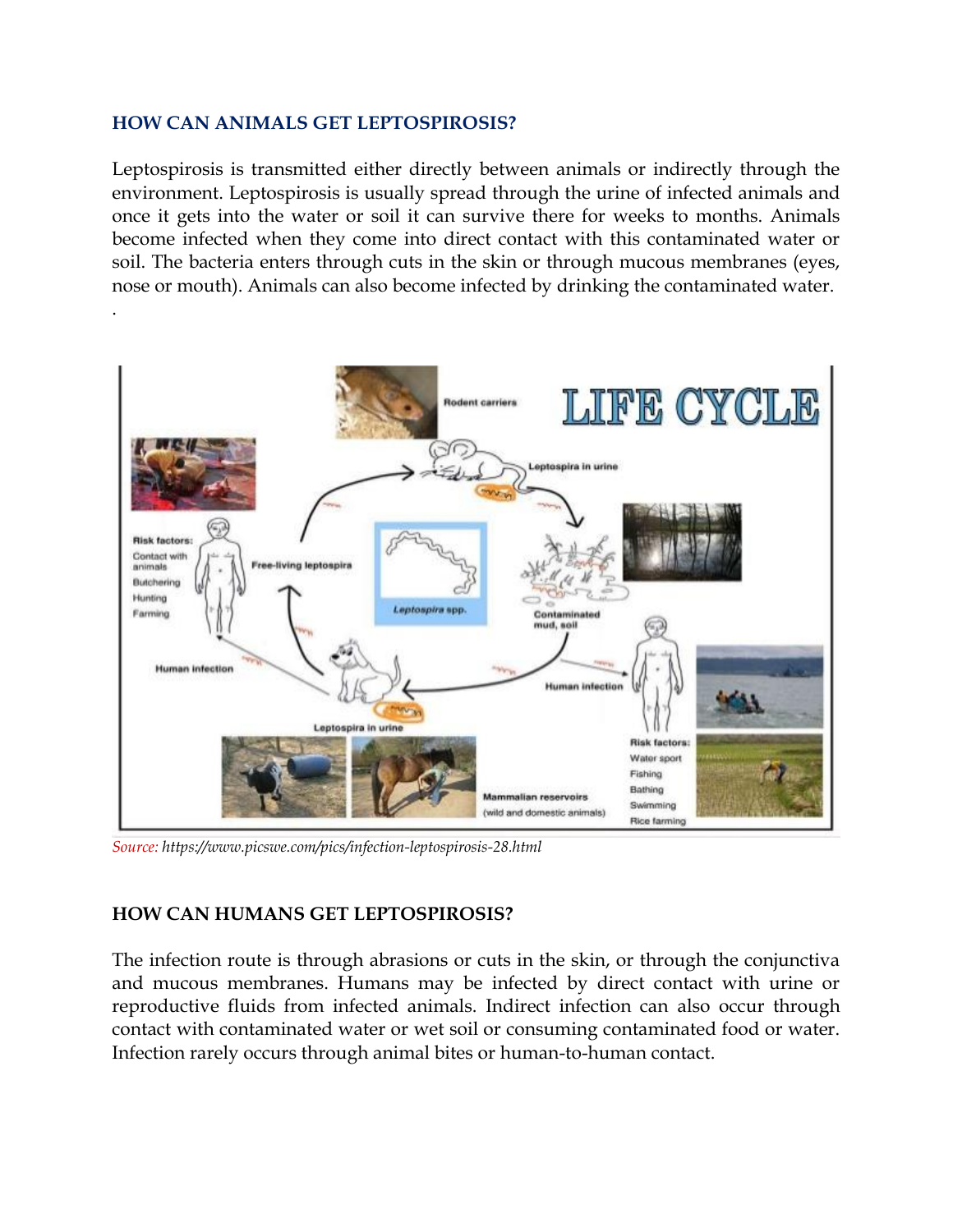### HOW CAN ANIMALS GET LEPTOSPIROSIS?

Leptospirosis is transmitted either directly between animals or indirectly through the environment. Leptospirosis is usually spread through the urine of infected animals and once it gets into the water or soil it can survive there for weeks to months. Animals become infected when they come into direct contact with this contaminated water or soil. The bacteria enters through cuts in the skin or through mucous membranes (eyes, nose or mouth). Animals can also become infected by drinking the contaminated water.

.

*Source: https://www.picswe.com/pics/infection-leptospirosis-28.html*

### HOW CAN HUMANS GET LEPTOSPIROSIS?

The infection route is through abrasions or cuts in the skin, or through the conjunctiva and mucous membranes. Humans may be infected by direct contact with urine or reproductive fluids from infected animals. Indirect infection can also occur through contact with contaminated water or wet soil or consuming contaminated food or water. Infection rarely occurs through animal bites or human-to-human contact.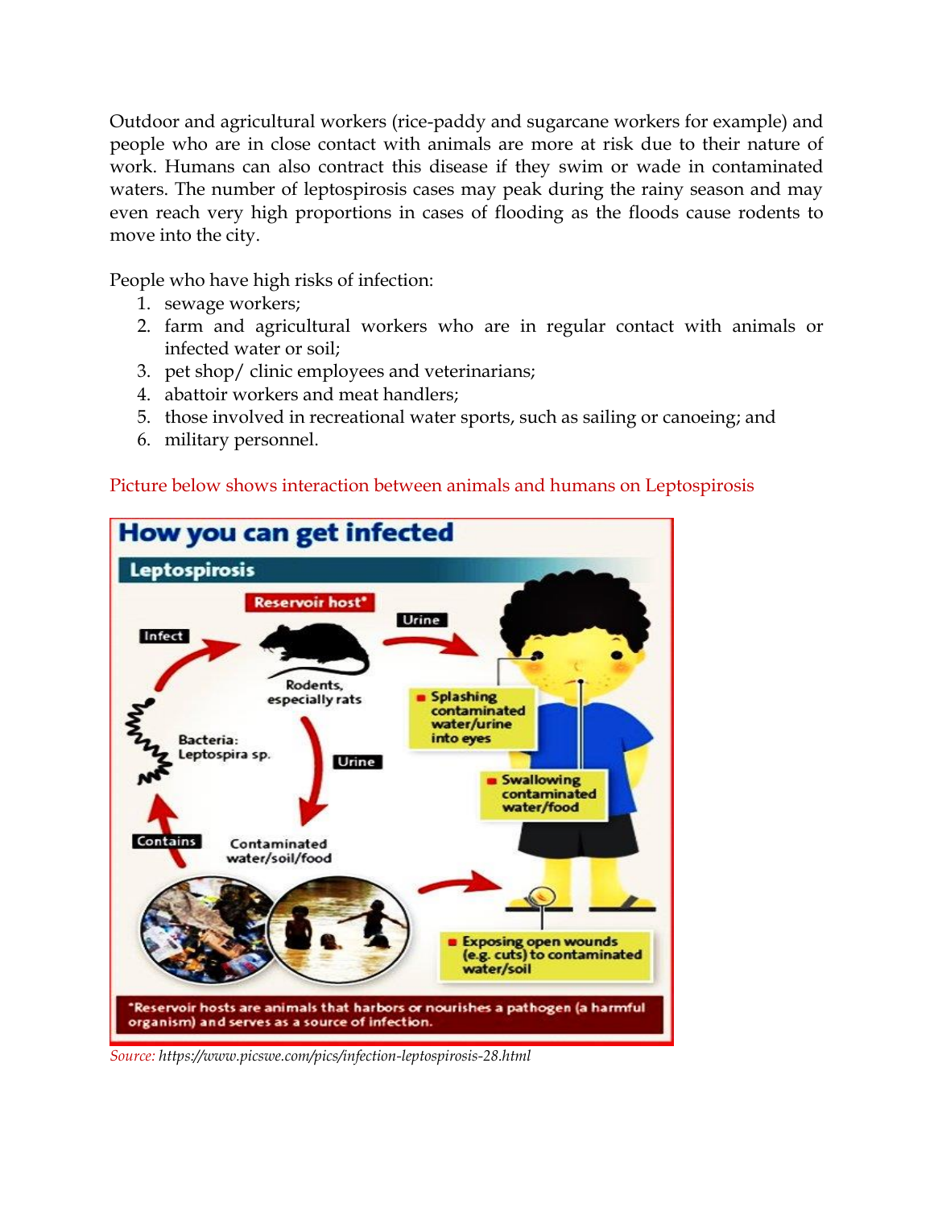Outdoor and agricultural workers (rice-paddy and sugarcane workers for example) and people who are in close contact with animals are more at risk due to their nature of work. Humans can also contract this disease if they swim or wade in contaminated waters. The number of leptospirosis cases may peak during the rainy season and may even reach very high proportions in cases of flooding as the floods cause rodents to move into the city.

People who have high risks of infection:

1. sewage workers;
2. farm and agricultural workers who are in regular contact with animals or infected water or soil;
3. pet shop/ clinic employees and veterinarians;
4. abattoir workers and meat handlers;
5. those involved in recreational water sports, such as sailing or canoeing; and
6. military personnel.

Picture below shows interaction between animals and humans on Leptospirosis

**How you can get infected**

**Leptospirosis**

Reservoir host*

Rodents, especially rats

Urine

Infect

Bacteria: Leptospira sp.

Urine

Contains

Contaminated water/soil/food

- Splashing contaminated water/urine into eyes
- Swallowing contaminated water/food
- Exposing open wounds (e.g. cuts) to contaminated water/soil

*Reservoir hosts are animals that harbors or nourishes a pathogen (a harmful organism) and serves as a source of infection.

*Source: https://www.picswe.com/pics/infection-leptospirosis-28.html*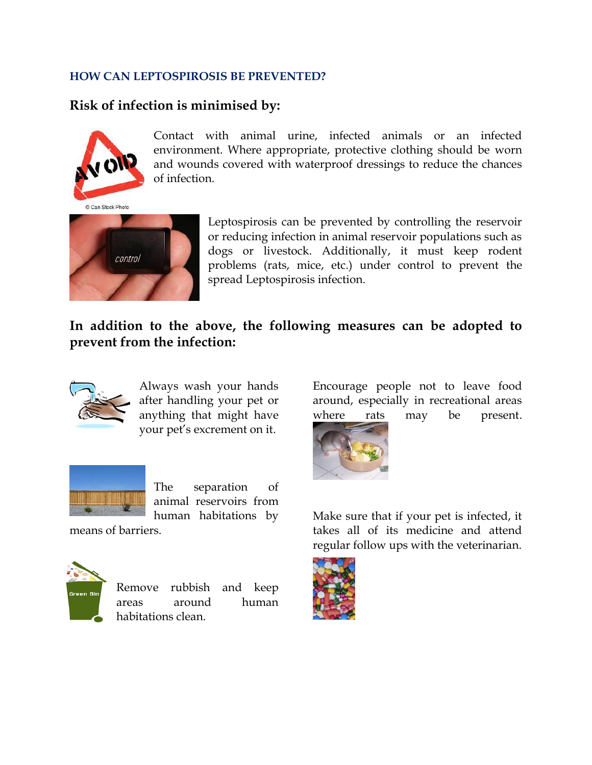## HOW CAN LEPTOSPIROSIS BE PREVENTED?

### Risk of infection is minimised by:

Contact with animal urine, infected animals or an infected environment. Where appropriate, protective clothing should be worn and wounds covered with waterproof dressings to reduce the chances of infection.

Leptospirosis can be prevented by controlling the reservoir or reducing infection in animal reservoir populations such as dogs or livestock. Additionally, it must keep rodent problems (rats, mice, etc.) under control to prevent the spread Leptospirosis infection.

### In addition to the above, the following measures can be adopted to prevent from the infection:

Always wash your hands after handling your pet or anything that might have your pet's excrement on it.

The separation of animal reservoirs from human habitations by means of barriers.

Remove rubbish and keep areas around human habitations clean.

Encourage people not to leave food around, especially in recreational areas where rats may be present.

Make sure that if your pet is infected, it takes all of its medicine and attend regular follow ups with the veterinarian.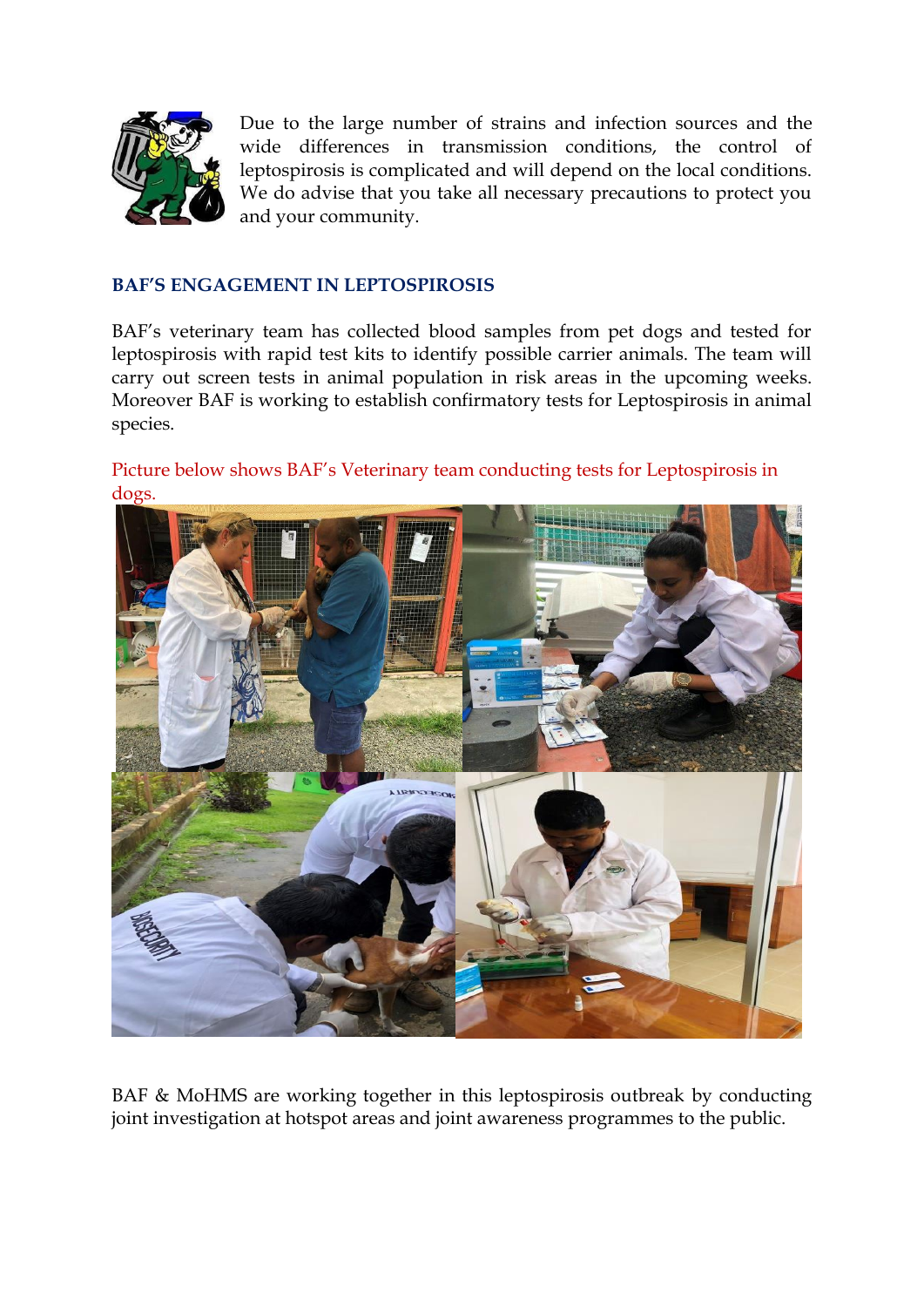Due to the large number of strains and infection sources and the wide differences in transmission conditions, the control of leptospirosis is complicated and will depend on the local conditions. We do advise that you take all necessary precautions to protect you and your community.

## BAF'S ENGAGEMENT IN LEPTOSPIROSIS

BAF's veterinary team has collected blood samples from pet dogs and tested for leptospirosis with rapid test kits to identify possible carrier animals. The team will carry out screen tests in animal population in risk areas in the upcoming weeks. Moreover BAF is working to establish confirmatory tests for Leptospirosis in animal species.

Picture below shows BAF's Veterinary team conducting tests for Leptospirosis in dogs.

BAF & MoHMS are working together in this leptospirosis outbreak by conducting joint investigation at hotspot areas and joint awareness programmes to the public.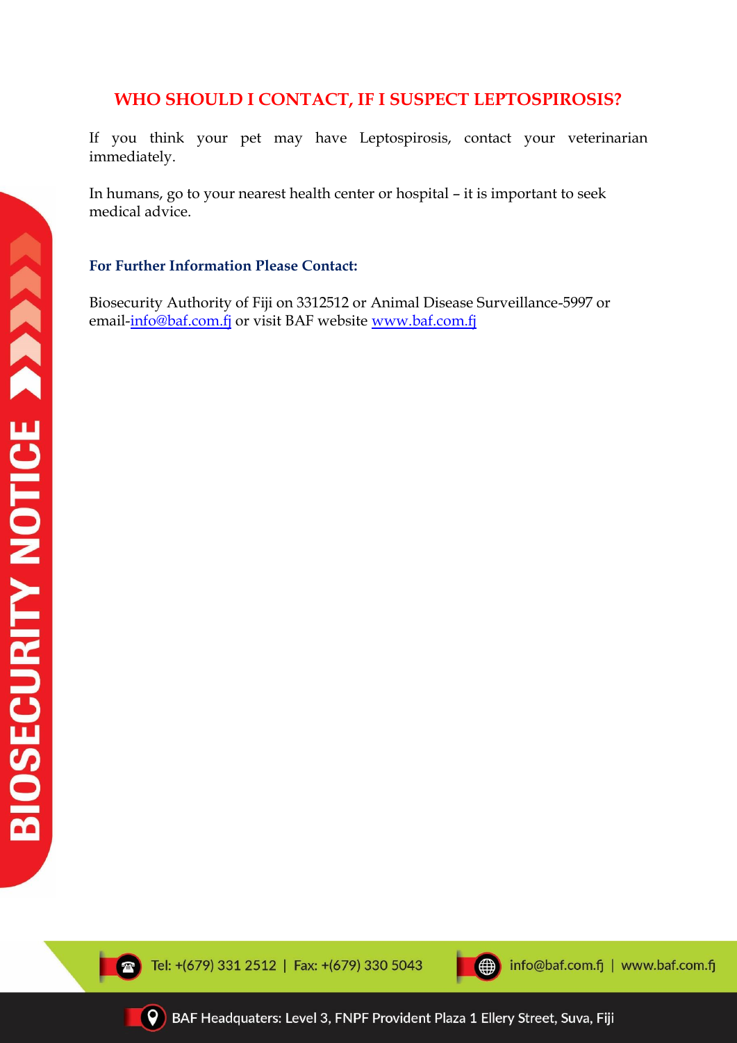## WHO SHOULD I CONTACT, IF I SUSPECT LEPTOSPIROSIS?

If you think your pet may have Leptospirosis, contact your veterinarian immediately.

In humans, go to your nearest health center or hospital – it is important to seek medical advice.

**For Further Information Please Contact:**

Biosecurity Authority of Fiji on 3312512 or Animal Disease Surveillance-5997 or email-info@baf.com.fj or visit BAF website www.baf.com.fj